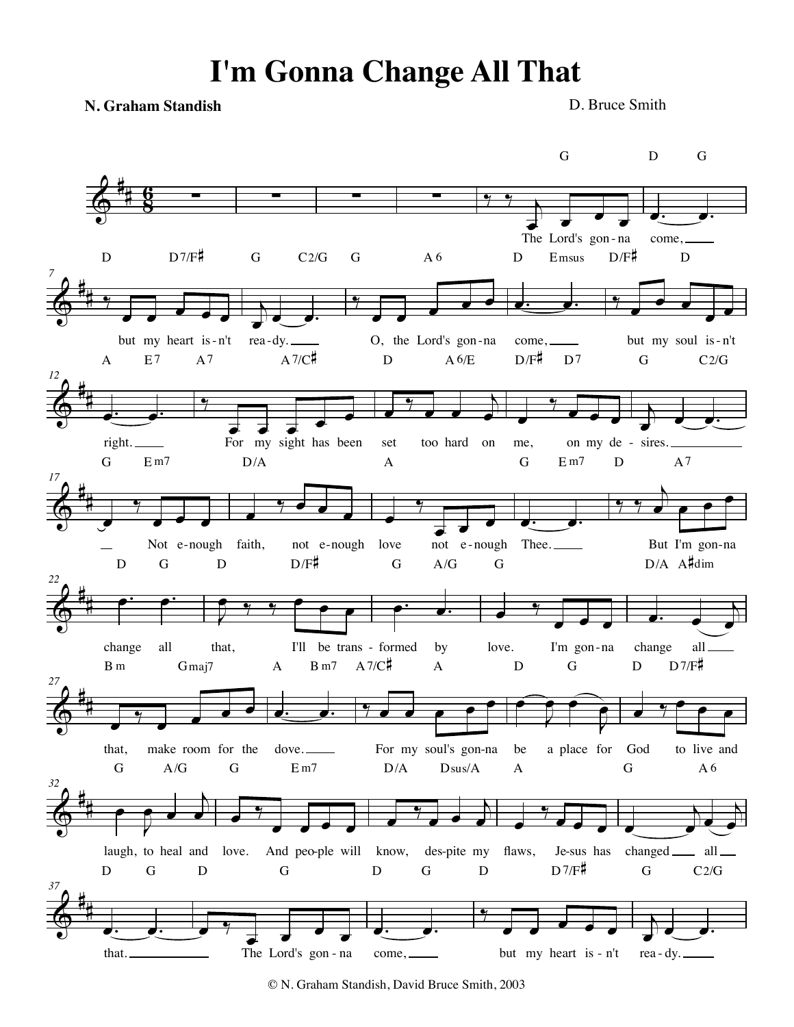# I'm Gonna Change All That

**N. Graham Standish**

D. Bruce Smith

The Lord's gon-na come, but my heart is-n't rea-dy. O, the Lord's gon-na come, but my soul is-n't right. For my sight has been set too hard on me, on my de-sires. Not e-nough faith, not e-nough love not e-nough Thee. But I'm gon-na change all that, I'll be trans-formed by love. I'm gon-na change all that, make room for the dove. For my soul's gon-na be a place for God to live and laugh, to heal and love. And peo-ple will know, des-pite my flaws, Je-sus has changed all that. The Lord's gon-na come, but my heart is-n't rea-dy.

© N. Graham Standish, David Bruce Smith, 2003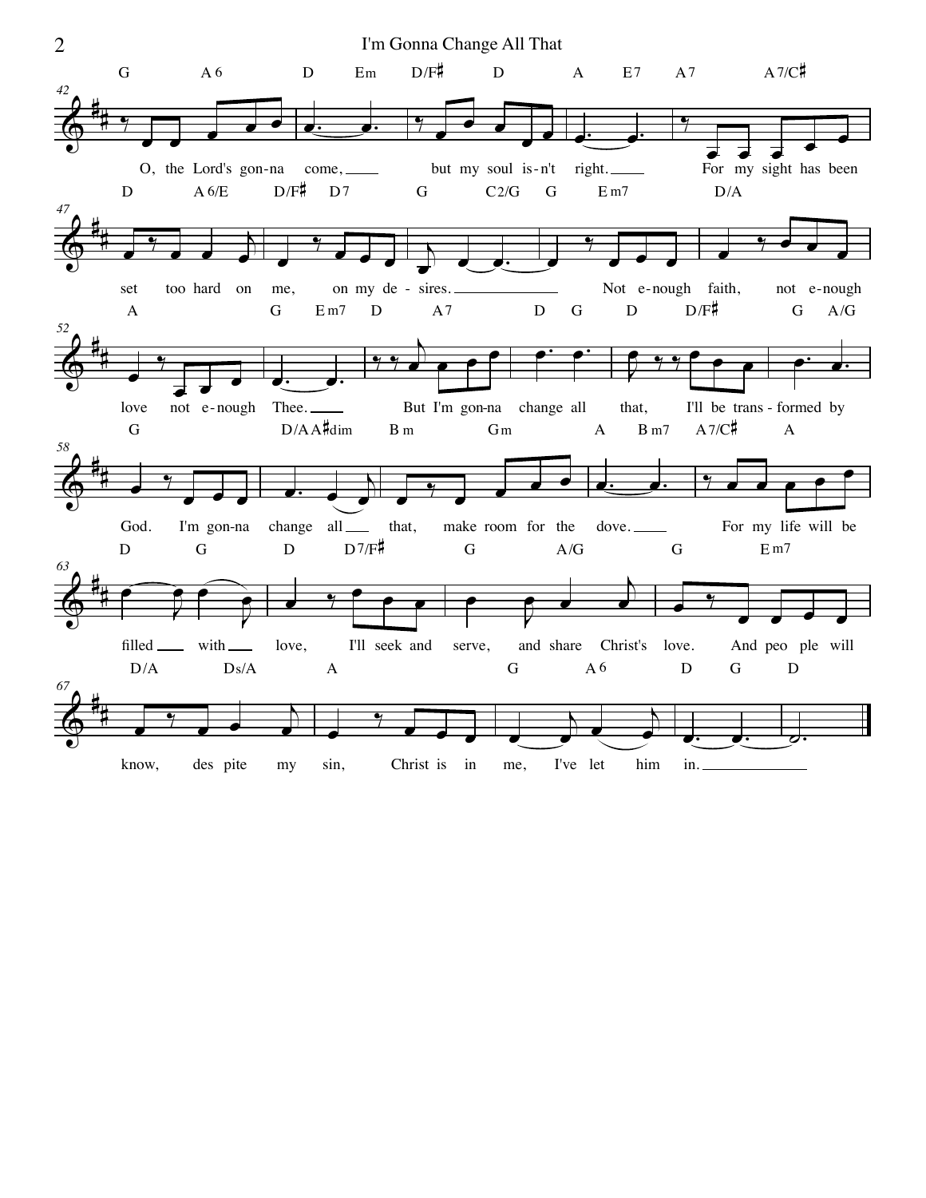O, the Lord's gon-na come, but my soul is-n't right. For my sight has been

set too hard on me, on my de - sires. Not e-nough faith, not e-nough

love not e-nough Thee. But I'm gon-na change all that, I'll be trans - formed by

God. I'm gon-na change all that, make room for the dove. For my life will be

filled with love, I'll seek and serve, and share Christ's love. And peo ple will

know, des pite my sin, Christ is in me, I've let him in.